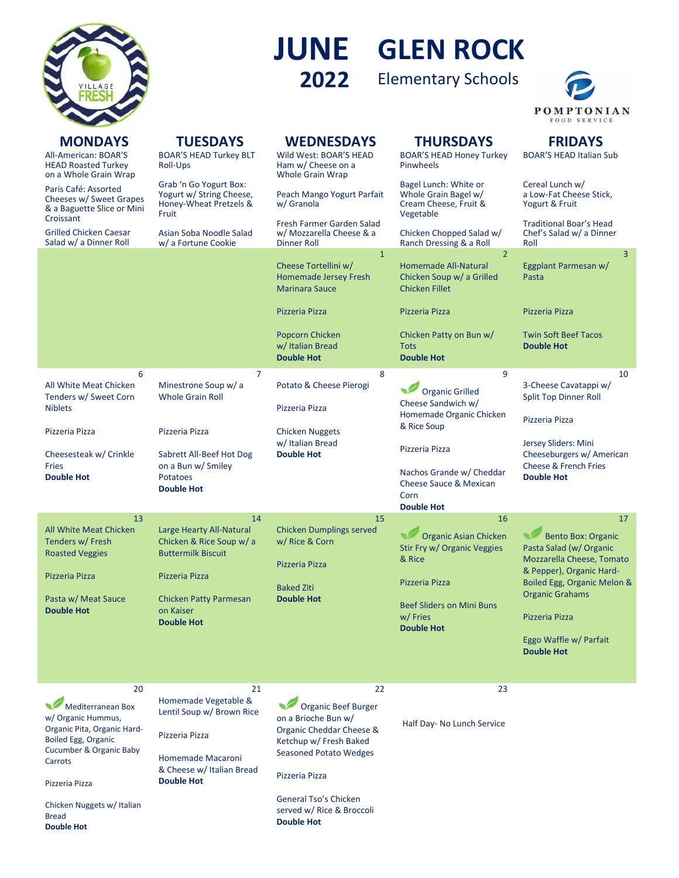# JUNE 2022 GLEN ROCK

## Elementary Schools

VILLAGE FRESH

POMPTONIAN FOOD SERVICE

| MONDAYS | TUESDAYS | WEDNESDAYS | THURSDAYS | FRIDAYS |
|---|---|---|---|---|
| All-American: BOAR'S HEAD Roasted Turkey on a Whole Grain Wrap<br><br>Paris Café: Assorted Cheeses w/ Sweet Grapes & a Baguette Slice or Mini Croissant<br><br>Grilled Chicken Caesar Salad w/ a Dinner Roll | BOAR'S HEAD Turkey BLT Roll-Ups<br><br>Grab 'n Go Yogurt Box: Yogurt w/ String Cheese, Honey-Wheat Pretzels & Fruit<br><br>Asian Soba Noodle Salad w/ a Fortune Cookie | Wild West: BOAR'S HEAD Ham w/ Cheese on a Whole Grain Wrap<br><br>Peach Mango Yogurt Parfait w/ Granola<br><br>Fresh Farmer Garden Salad w/ Mozzarella Cheese & a Dinner Roll | BOAR'S HEAD Honey Turkey Pinwheels<br><br>Bagel Lunch: White or Whole Grain Bagel w/ Cream Cheese, Fruit & Vegetable<br><br>Chicken Chopped Salad w/ Ranch Dressing & a Roll | BOAR'S HEAD Italian Sub<br><br>Cereal Lunch w/ a Low-Fat Cheese Stick, Yogurt & Fruit<br><br>Traditional Boar's Head Chef's Salad w/ a Dinner Roll |
| | | **1**<br>Cheese Tortellini w/ Homemade Jersey Fresh Marinara Sauce<br><br>Pizzeria Pizza<br><br>Popcorn Chicken w/ Italian Bread<br>**Double Hot** | **2**<br>Homemade All-Natural Chicken Soup w/ a Grilled Chicken Fillet<br><br>Pizzeria Pizza<br><br>Chicken Patty on Bun w/ Tots<br>**Double Hot** | **3**<br>Eggplant Parmesan w/ Pasta<br><br>Pizzeria Pizza<br><br>Twin Soft Beef Tacos<br>**Double Hot** |
| **6**<br>All White Meat Chicken Tenders w/ Sweet Corn Niblets<br><br>Pizzeria Pizza<br><br>Cheesesteak w/ Crinkle Fries<br>**Double Hot** | **7**<br>Minestrone Soup w/ a Whole Grain Roll<br><br>Pizzeria Pizza<br><br>Sabrett All-Beef Hot Dog on a Bun w/ Smiley Potatoes<br>**Double Hot** | **8**<br>Potato & Cheese Pierogi<br><br>Pizzeria Pizza<br><br>Chicken Nuggets w/ Italian Bread<br>**Double Hot** | **9**<br>Organic Grilled Cheese Sandwich w/ Homemade Organic Chicken & Rice Soup<br><br>Pizzeria Pizza<br><br>Nachos Grande w/ Cheddar Cheese Sauce & Mexican Corn<br>**Double Hot** | **10**<br>3-Cheese Cavatappi w/ Split Top Dinner Roll<br><br>Pizzeria Pizza<br><br>Jersey Sliders: Mini Cheeseburgers w/ American Cheese & French Fries<br>**Double Hot** |
| **13**<br>All White Meat Chicken Tenders w/ Fresh Roasted Veggies<br><br>Pizzeria Pizza<br><br>Pasta w/ Meat Sauce<br>**Double Hot** | **14**<br>Large Hearty All-Natural Chicken & Rice Soup w/ a Buttermilk Biscuit<br><br>Pizzeria Pizza<br><br>Chicken Patty Parmesan on Kaiser<br>**Double Hot** | **15**<br>Chicken Dumplings served w/ Rice & Corn<br><br>Pizzeria Pizza<br><br>Baked Ziti<br>**Double Hot** | **16**<br>Organic Asian Chicken Stir Fry w/ Organic Veggies & Rice<br><br>Pizzeria Pizza<br><br>Beef Sliders on Mini Buns w/ Fries<br>**Double Hot** | **17**<br>Bento Box: Organic Pasta Salad (w/ Organic Mozzarella Cheese, Tomato & Pepper), Organic Hard-Boiled Egg, Organic Melon & Organic Grahams<br><br>Pizzeria Pizza<br><br>Eggo Waffle w/ Parfait<br>**Double Hot** |
| **20**<br>Mediterranean Box w/ Organic Hummus, Organic Pita, Organic Hard-Boiled Egg, Organic Cucumber & Organic Baby Carrots<br><br>Pizzeria Pizza<br><br>Chicken Nuggets w/ Italian Bread<br>**Double Hot** | **21**<br>Homemade Vegetable & Lentil Soup w/ Brown Rice<br><br>Pizzeria Pizza<br><br>Homemade Macaroni & Cheese w/ Italian Bread<br>**Double Hot** | **22**<br>Organic Beef Burger on a Brioche Bun w/ Organic Cheddar Cheese & Ketchup w/ Fresh Baked Seasoned Potato Wedges<br><br>Pizzeria Pizza<br><br>General Tso's Chicken served w/ Rice & Broccoli<br>**Double Hot** | **23**<br>Half Day- No Lunch Service | |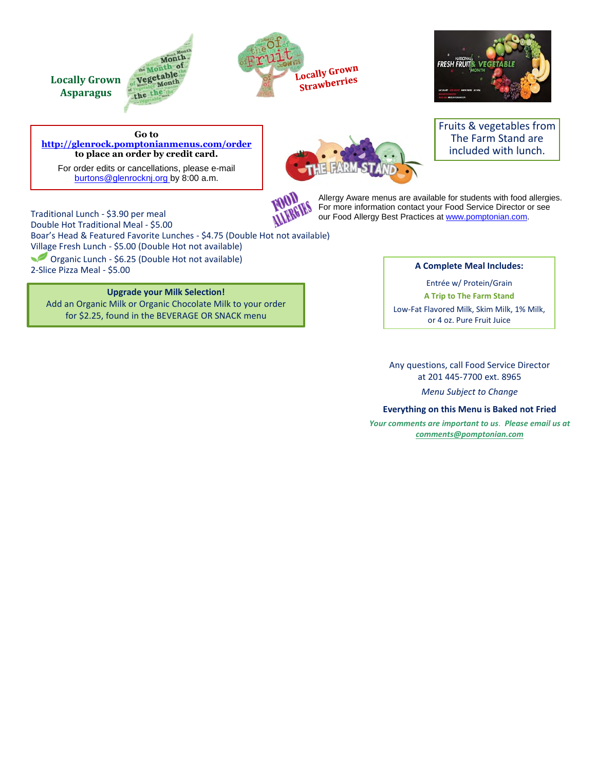Locally Grown Asparagus

Locally Grown Strawberries

Fruits & vegetables from The Farm Stand are included with lunch.

**Go to**
**[http://glenrock.pomptonianmenus.com/order](http://glenrock.pomptonianmenus.com/order)**
**to place an order by credit card.**

For order edits or cancellations, please e-mail [burtons@glenrocknj.org](mailto:burtons@glenrocknj.org) by 8:00 a.m.

Allergy Aware menus are available for students with food allergies. For more information contact your Food Service Director or see our Food Allergy Best Practices at [www.pomptonian.com](http://www.pomptonian.com).

Traditional Lunch - $3.90 per meal
Double Hot Traditional Meal - $5.00
Boar's Head & Featured Favorite Lunches - $4.75 (Double Hot not available)
Village Fresh Lunch - $5.00 (Double Hot not available)
Organic Lunch - $6.25 (Double Hot not available)
2-Slice Pizza Meal - $5.00

**Upgrade your Milk Selection!**
Add an Organic Milk or Organic Chocolate Milk to your order for $2.25, found in the BEVERAGE OR SNACK menu

**A Complete Meal Includes:**

Entrée w/ Protein/Grain

**A Trip to The Farm Stand**

Low-Fat Flavored Milk, Skim Milk, 1% Milk, or 4 oz. Pure Fruit Juice

Any questions, call Food Service Director at 201 445-7700 ext. 8965

*Menu Subject to Change*

**Everything on this Menu is Baked not Fried**

***Your comments are important to us. Please email us at [comments@pomptonian.com](mailto:comments@pomptonian.com)***